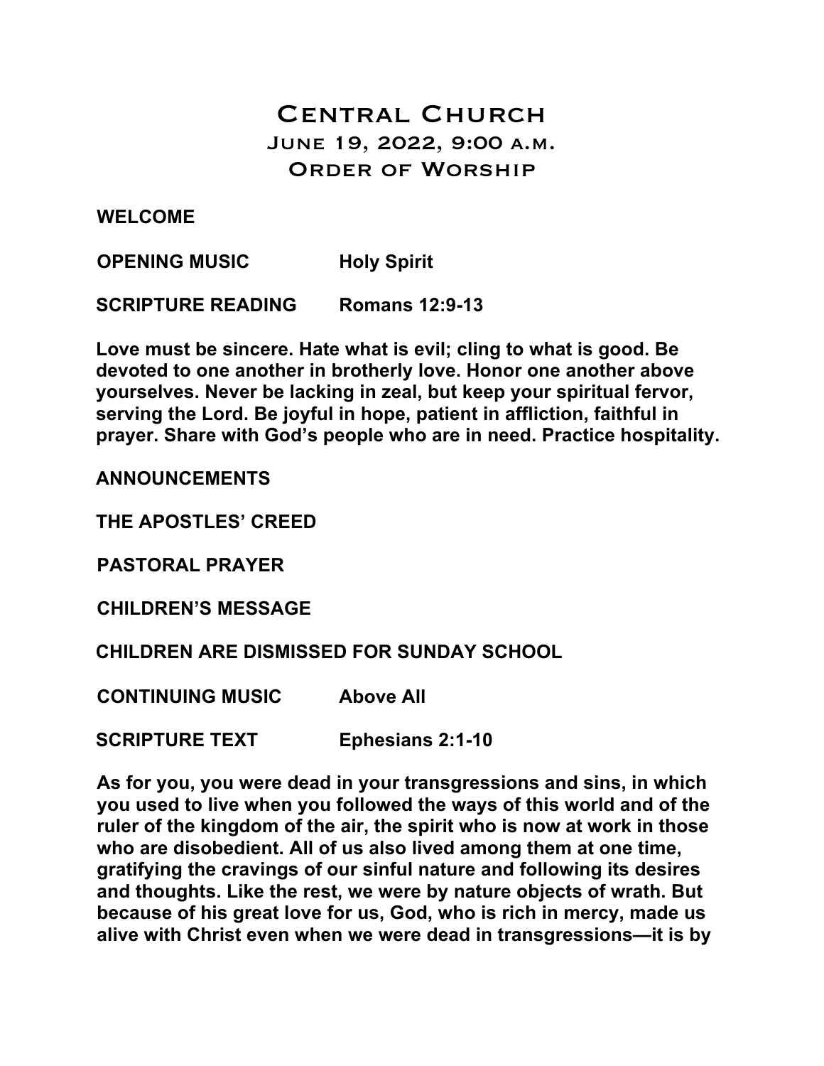# Central Church

## June 19, 2022, 9:00 a.m.

## Order of Worship

**WELCOME**

**OPENING MUSIC** **Holy Spirit**

**SCRIPTURE READING** **Romans 12:9-13**

**Love must be sincere. Hate what is evil; cling to what is good. Be devoted to one another in brotherly love. Honor one another above yourselves. Never be lacking in zeal, but keep your spiritual fervor, serving the Lord. Be joyful in hope, patient in affliction, faithful in prayer. Share with God's people who are in need. Practice hospitality.**

**ANNOUNCEMENTS**

**THE APOSTLES' CREED**

**PASTORAL PRAYER**

**CHILDREN'S MESSAGE**

**CHILDREN ARE DISMISSED FOR SUNDAY SCHOOL**

**CONTINUING MUSIC** **Above All**

**SCRIPTURE TEXT** **Ephesians 2:1-10**

**As for you, you were dead in your transgressions and sins, in which you used to live when you followed the ways of this world and of the ruler of the kingdom of the air, the spirit who is now at work in those who are disobedient. All of us also lived among them at one time, gratifying the cravings of our sinful nature and following its desires and thoughts. Like the rest, we were by nature objects of wrath. But because of his great love for us, God, who is rich in mercy, made us alive with Christ even when we were dead in transgressions—it is by**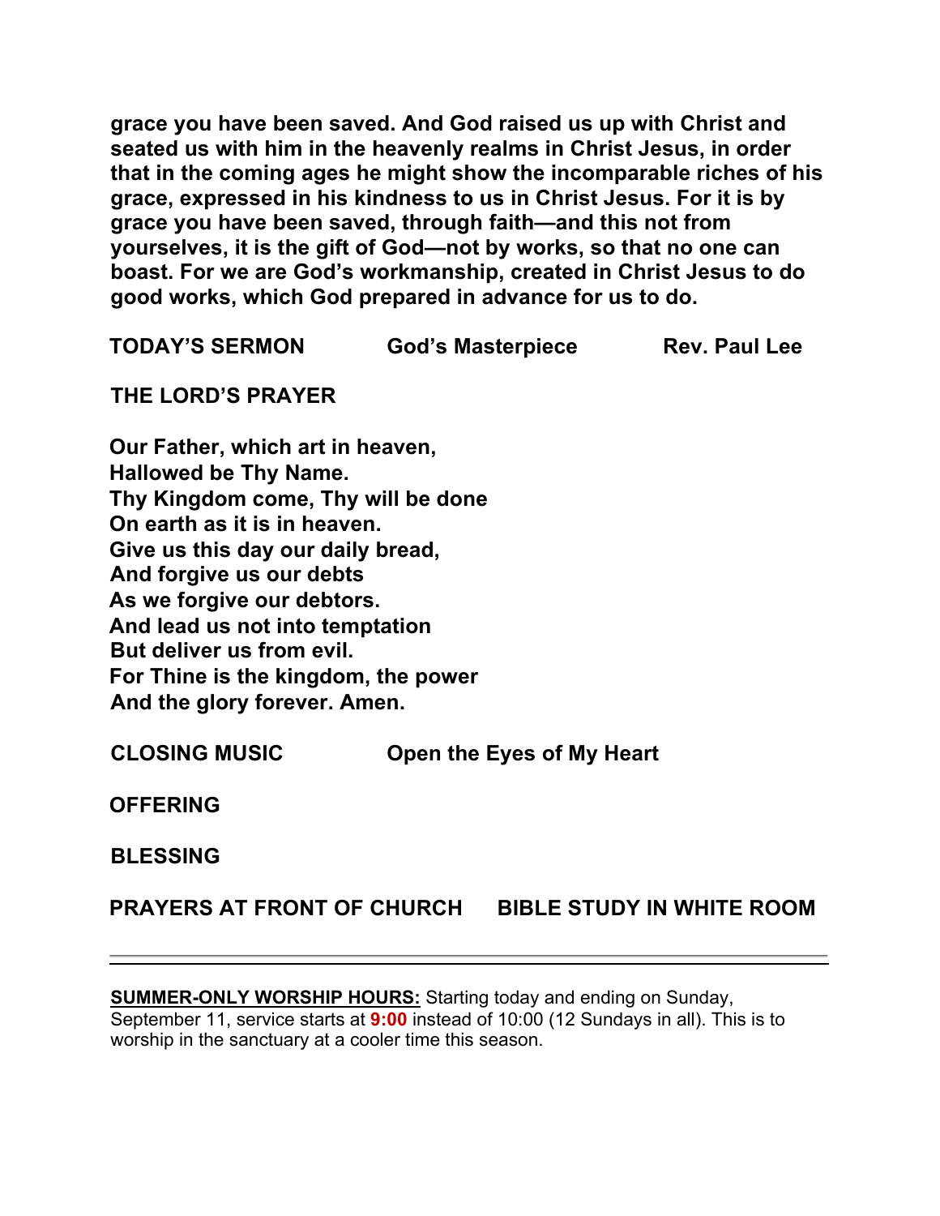**grace you have been saved. And God raised us up with Christ and seated us with him in the heavenly realms in Christ Jesus, in order that in the coming ages he might show the incomparable riches of his grace, expressed in his kindness to us in Christ Jesus. For it is by grace you have been saved, through faith—and this not from yourselves, it is the gift of God—not by works, so that no one can boast. For we are God's workmanship, created in Christ Jesus to do good works, which God prepared in advance for us to do.**

**TODAY'S SERMON** **God's Masterpiece** **Rev. Paul Lee**

**THE LORD'S PRAYER**

**Our Father, which art in heaven,**
**Hallowed be Thy Name.**
**Thy Kingdom come, Thy will be done**
**On earth as it is in heaven.**
**Give us this day our daily bread,**
**And forgive us our debts**
**As we forgive our debtors.**
**And lead us not into temptation**
**But deliver us from evil.**
**For Thine is the kingdom, the power**
**And the glory forever. Amen.**

**CLOSING MUSIC** **Open the Eyes of My Heart**

**OFFERING**

**BLESSING**

**PRAYERS AT FRONT OF CHURCH** **BIBLE STUDY IN WHITE ROOM**

---

**SUMMER-ONLY WORSHIP HOURS:** Starting today and ending on Sunday, September 11, service starts at **9:00** instead of 10:00 (12 Sundays in all). This is to worship in the sanctuary at a cooler time this season.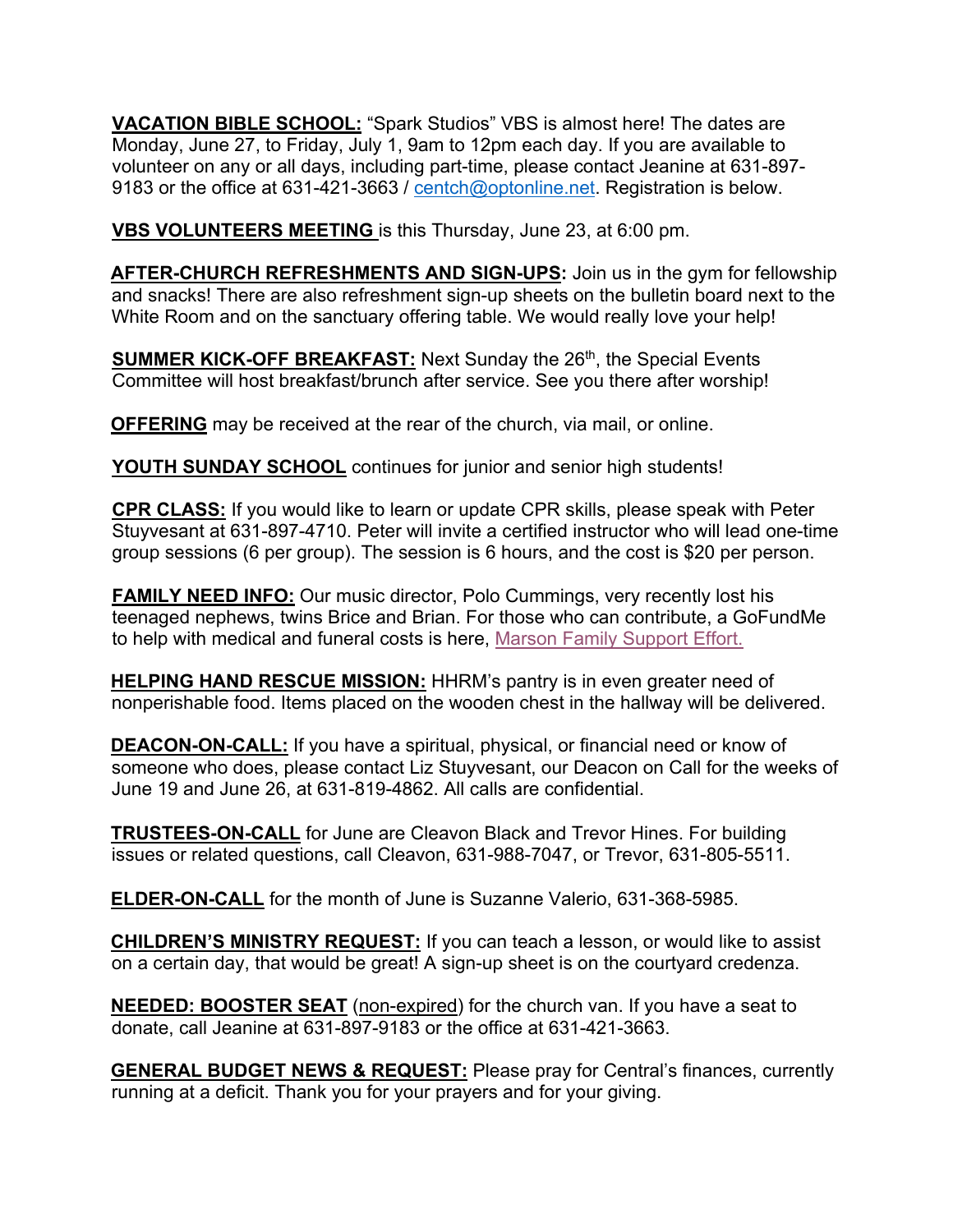**VACATION BIBLE SCHOOL:** “Spark Studios” VBS is almost here! The dates are Monday, June 27, to Friday, July 1, 9am to 12pm each day. If you are available to volunteer on any or all days, including part-time, please contact Jeanine at 631-897-9183 or the office at 631-421-3663 / centch@optonline.net. Registration is below.

**VBS VOLUNTEERS MEETING** is this Thursday, June 23, at 6:00 pm.

**AFTER-CHURCH REFRESHMENTS AND SIGN-UPS:** Join us in the gym for fellowship and snacks! There are also refreshment sign-up sheets on the bulletin board next to the White Room and on the sanctuary offering table. We would really love your help!

**SUMMER KICK-OFF BREAKFAST:** Next Sunday the 26th, the Special Events Committee will host breakfast/brunch after service. See you there after worship!

**OFFERING** may be received at the rear of the church, via mail, or online.

**YOUTH SUNDAY SCHOOL** continues for junior and senior high students!

**CPR CLASS:** If you would like to learn or update CPR skills, please speak with Peter Stuyvesant at 631-897-4710. Peter will invite a certified instructor who will lead one-time group sessions (6 per group). The session is 6 hours, and the cost is $20 per person.

**FAMILY NEED INFO:** Our music director, Polo Cummings, very recently lost his teenaged nephews, twins Brice and Brian. For those who can contribute, a GoFundMe to help with medical and funeral costs is here, Marson Family Support Effort.

**HELPING HAND RESCUE MISSION:** HHRM’s pantry is in even greater need of nonperishable food. Items placed on the wooden chest in the hallway will be delivered.

**DEACON-ON-CALL:** If you have a spiritual, physical, or financial need or know of someone who does, please contact Liz Stuyvesant, our Deacon on Call for the weeks of June 19 and June 26, at 631-819-4862. All calls are confidential.

**TRUSTEES-ON-CALL** for June are Cleavon Black and Trevor Hines. For building issues or related questions, call Cleavon, 631-988-7047, or Trevor, 631-805-5511.

**ELDER-ON-CALL** for the month of June is Suzanne Valerio, 631-368-5985.

**CHILDREN’S MINISTRY REQUEST:** If you can teach a lesson, or would like to assist on a certain day, that would be great! A sign-up sheet is on the courtyard credenza.

**NEEDED: BOOSTER SEAT** (non-expired) for the church van. If you have a seat to donate, call Jeanine at 631-897-9183 or the office at 631-421-3663.

**GENERAL BUDGET NEWS & REQUEST:** Please pray for Central’s finances, currently running at a deficit. Thank you for your prayers and for your giving.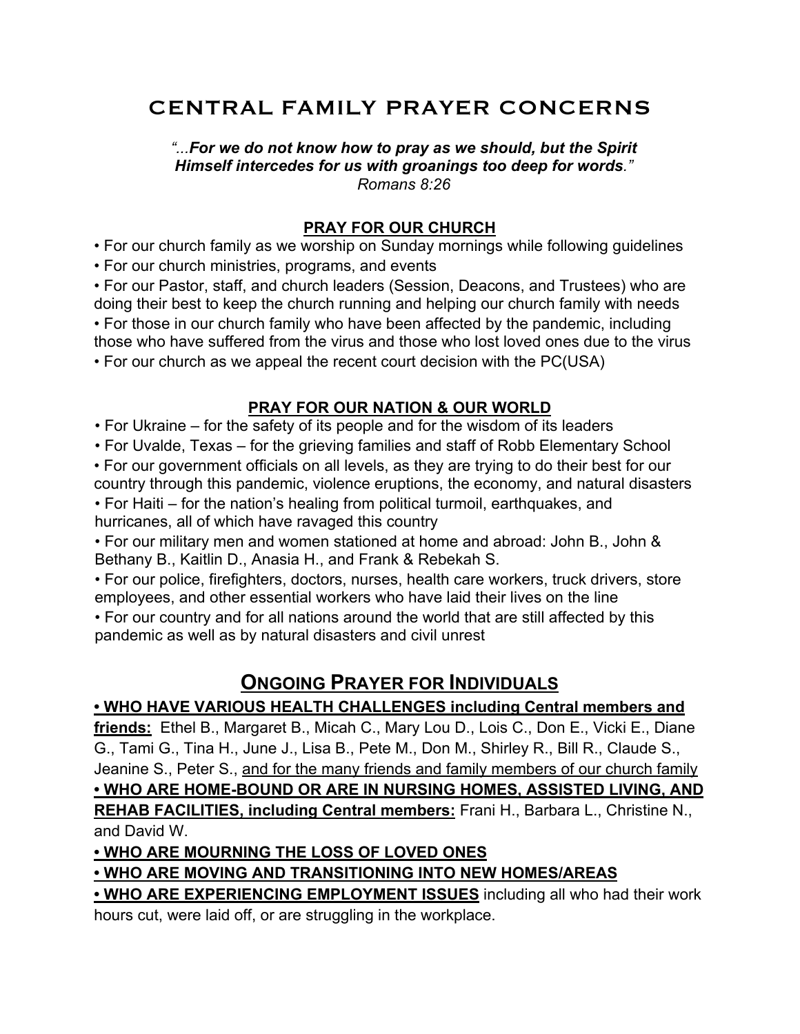# CENTRAL FAMILY PRAYER CONCERNS

*"...**For we do not know how to pray as we should, but the Spirit Himself intercedes for us with groanings too deep for words**."*
*Romans 8:26*

## PRAY FOR OUR CHURCH

- For our church family as we worship on Sunday mornings while following guidelines
- For our church ministries, programs, and events
- For our Pastor, staff, and church leaders (Session, Deacons, and Trustees) who are doing their best to keep the church running and helping our church family with needs
- For those in our church family who have been affected by the pandemic, including those who have suffered from the virus and those who lost loved ones due to the virus
- For our church as we appeal the recent court decision with the PC(USA)

## PRAY FOR OUR NATION & OUR WORLD

- For Ukraine – for the safety of its people and for the wisdom of its leaders
- For Uvalde, Texas – for the grieving families and staff of Robb Elementary School
- For our government officials on all levels, as they are trying to do their best for our country through this pandemic, violence eruptions, the economy, and natural disasters
- For Haiti – for the nation's healing from political turmoil, earthquakes, and hurricanes, all of which have ravaged this country
- For our military men and women stationed at home and abroad: John B., John & Bethany B., Kaitlin D., Anasia H., and Frank & Rebekah S.
- For our police, firefighters, doctors, nurses, health care workers, truck drivers, store employees, and other essential workers who have laid their lives on the line
- For our country and for all nations around the world that are still affected by this pandemic as well as by natural disasters and civil unrest

## ONGOING PRAYER FOR INDIVIDUALS

**• WHO HAVE VARIOUS HEALTH CHALLENGES including Central members and friends:** Ethel B., Margaret B., Micah C., Mary Lou D., Lois C., Don E., Vicki E., Diane G., Tami G., Tina H., June J., Lisa B., Pete M., Don M., Shirley R., Bill R., Claude S., Jeanine S., Peter S., and for the many friends and family members of our church family

**• WHO ARE HOME-BOUND OR ARE IN NURSING HOMES, ASSISTED LIVING, AND REHAB FACILITIES, including Central members:** Frani H., Barbara L., Christine N., and David W.

**• WHO ARE MOURNING THE LOSS OF LOVED ONES**

**• WHO ARE MOVING AND TRANSITIONING INTO NEW HOMES/AREAS**

**• WHO ARE EXPERIENCING EMPLOYMENT ISSUES** including all who had their work hours cut, were laid off, or are struggling in the workplace.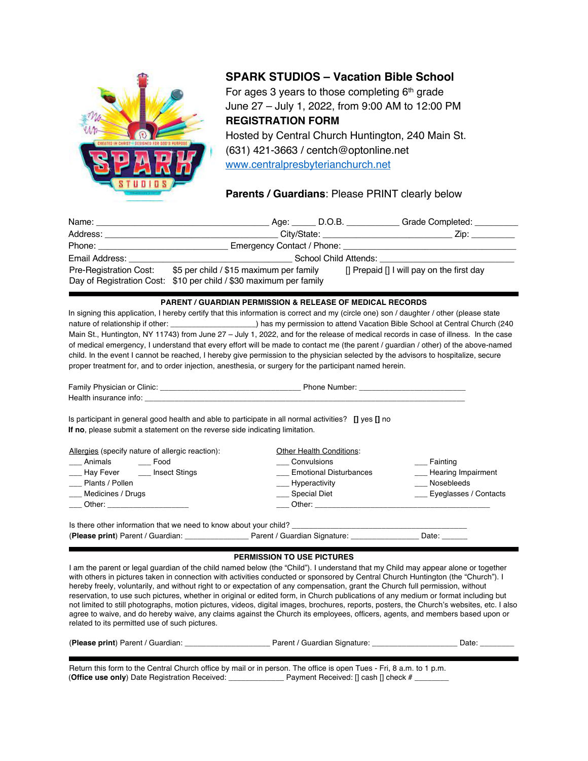## SPARK STUDIOS – Vacation Bible School

For ages 3 years to those completing 6th grade
June 27 – July 1, 2022, from 9:00 AM to 12:00 PM

**REGISTRATION FORM**

Hosted by Central Church Huntington, 240 Main St.
(631) 421-3663 / centch@optonline.net
www.centralpresbyterianchurch.net

**Parents / Guardians**: Please PRINT clearly below

Name: ___________________________________ Age: _____ D.O.B. ___________ Grade Completed: _________
Address: ___________________________________ City/State: __________________________ Zip: _________
Phone: __________________________ Emergency Contact / Phone: ___________________________________
Email Address: ___________________________ School Child Attends: ___________________________
Pre-Registration Cost: $5 per child / $15 maximum per family [] Prepaid [] I will pay on the first day
Day of Registration Cost: $10 per child / $30 maximum per family

### PARENT / GUARDIAN PERMISSION & RELEASE OF MEDICAL RECORDS

In signing this application, I hereby certify that this information is correct and my (circle one) son / daughter / other (please state nature of relationship if other: ____________________) has my permission to attend Vacation Bible School at Central Church (240 Main St., Huntington, NY 11743) from June 27 – July 1, 2022, and for the release of medical records in case of illness. In the case of medical emergency, I understand that every effort will be made to contact me (the parent / guardian / other) of the above-named child. In the event I cannot be reached, I hereby give permission to the physician selected by the advisors to hospitalize, secure proper treatment for, and to order injection, anesthesia, or surgery for the participant named herein.

Family Physician or Clinic: ________________________________ Phone Number: ________________________
Health insurance info: ___________________________________________________________________________

Is participant in general good health and able to participate in all normal activities? **[]** yes **[]** no
**If no**, please submit a statement on the reverse side indicating limitation.

Allergies (specify nature of allergic reaction):

___ Animals
___ Food
___ Hay Fever
___ Insect Stings
___ Plants / Pollen
___ Medicines / Drugs
___ Other: ___________________

Other Health Conditions:

___ Convulsions
___ Fainting
___ Emotional Disturbances
___ Hearing Impairment
___ Hyperactivity
___ Nosebleeds
___ Special Diet
___ Eyeglasses / Contacts
___ Other: ________________________________________

Is there other information that we need to know about your child? ________________________________________
(**Please print**) Parent / Guardian: ______________ Parent / Guardian Signature: _______________ Date: ______

### PERMISSION TO USE PICTURES

I am the parent or legal guardian of the child named below (the "Child"). I understand that my Child may appear alone or together with others in pictures taken in connection with activities conducted or sponsored by Central Church Huntington (the "Church"). I hereby freely, voluntarily, and without right to or expectation of any compensation, grant the Church full permission, without reservation, to use such pictures, whether in original or edited form, in Church publications of any medium or format including but not limited to still photographs, motion pictures, videos, digital images, brochures, reports, posters, the Church's websites, etc. I also agree to waive, and do hereby waive, any claims against the Church its employees, officers, agents, and members based upon or related to its permitted use of such pictures.

(**Please print**) Parent / Guardian: ___________________ Parent / Guardian Signature: ___________________ Date: ________

Return this form to the Central Church office by mail or in person. The office is open Tues - Fri, 8 a.m. to 1 p.m.
(**Office use only**) Date Registration Received: _____________ Payment Received: [] cash [] check # ________